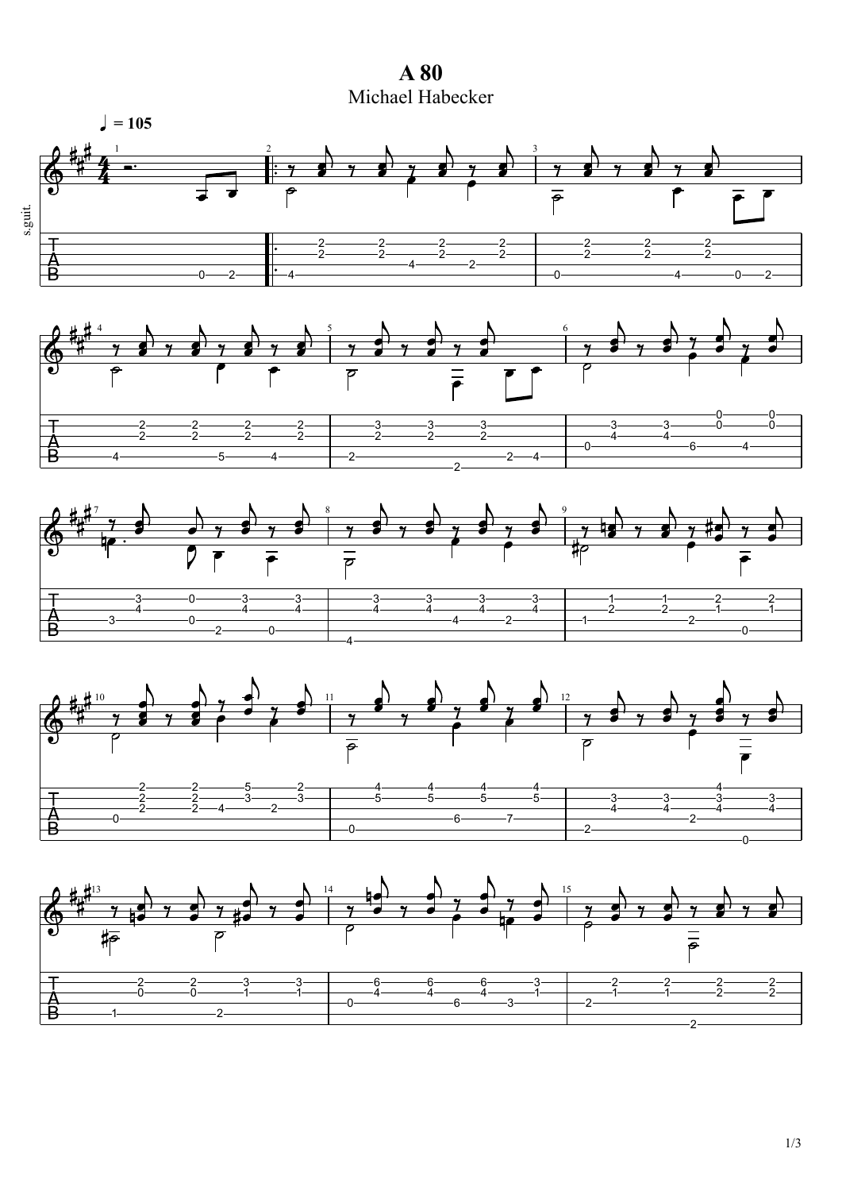# A 80

Michael Habecker

♩ = 105

s.guit.